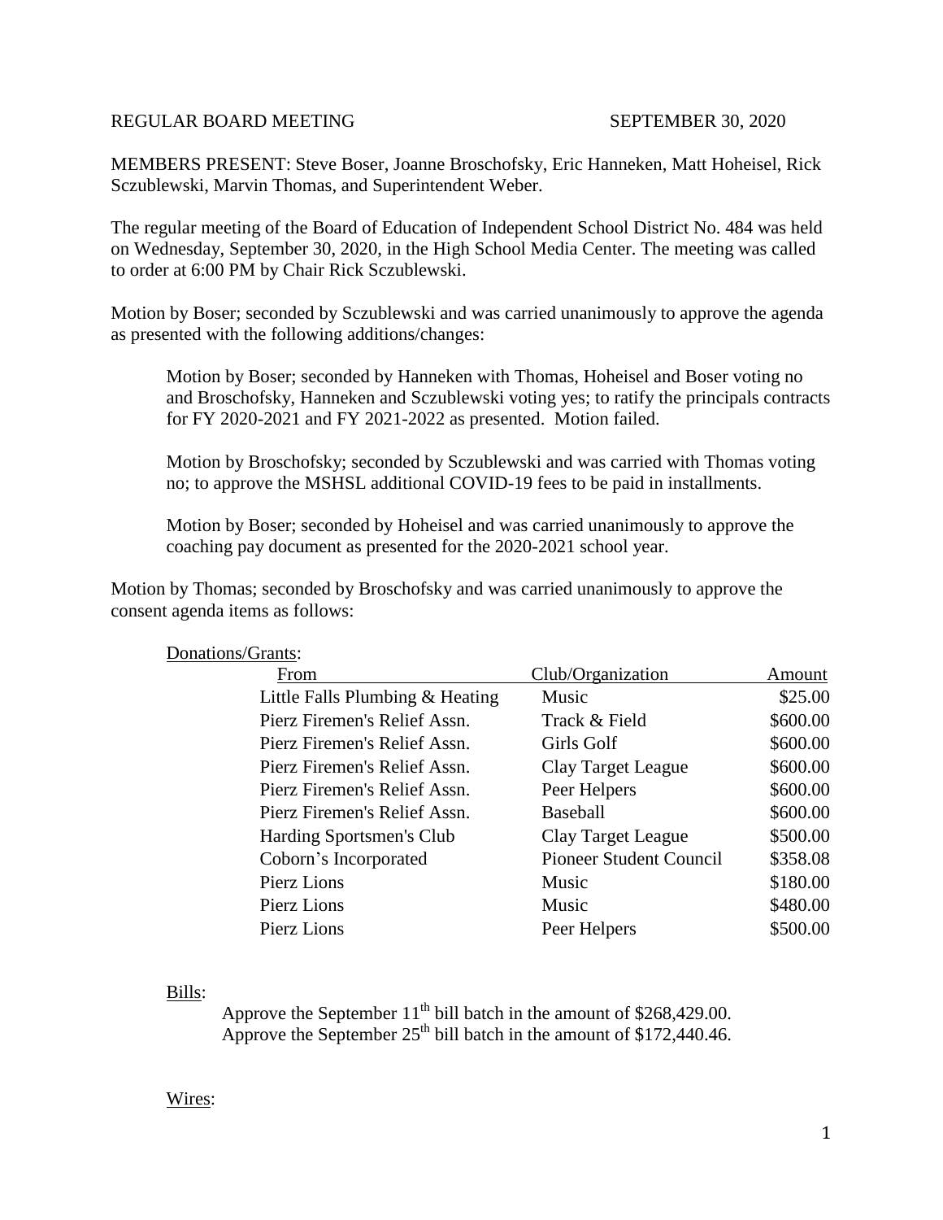REGULAR BOARD MEETING SEPTEMBER 30, 2020

MEMBERS PRESENT: Steve Boser, Joanne Broschofsky, Eric Hanneken, Matt Hoheisel, Rick Sczublewski, Marvin Thomas, and Superintendent Weber.

The regular meeting of the Board of Education of Independent School District No. 484 was held on Wednesday, September 30, 2020, in the High School Media Center. The meeting was called to order at 6:00 PM by Chair Rick Sczublewski.

Motion by Boser; seconded by Sczublewski and was carried unanimously to approve the agenda as presented with the following additions/changes:

> Motion by Boser; seconded by Hanneken with Thomas, Hoheisel and Boser voting no and Broschofsky, Hanneken and Sczublewski voting yes; to ratify the principals contracts for FY 2020-2021 and FY 2021-2022 as presented. Motion failed.
>
> Motion by Broschofsky; seconded by Sczublewski and was carried with Thomas voting no; to approve the MSHSL additional COVID-19 fees to be paid in installments.
>
> Motion by Boser; seconded by Hoheisel and was carried unanimously to approve the coaching pay document as presented for the 2020-2021 school year.

Motion by Thomas; seconded by Broschofsky and was carried unanimously to approve the consent agenda items as follows:

Donations/Grants:

| From | Club/Organization | Amount |
|---|---|---|
| Little Falls Plumbing & Heating | Music | $25.00 |
| Pierz Firemen's Relief Assn. | Track & Field | $600.00 |
| Pierz Firemen's Relief Assn. | Girls Golf | $600.00 |
| Pierz Firemen's Relief Assn. | Clay Target League | $600.00 |
| Pierz Firemen's Relief Assn. | Peer Helpers | $600.00 |
| Pierz Firemen's Relief Assn. | Baseball | $600.00 |
| Harding Sportsmen's Club | Clay Target League | $500.00 |
| Coborn's Incorporated | Pioneer Student Council | $358.08 |
| Pierz Lions | Music | $180.00 |
| Pierz Lions | Music | $480.00 |
| Pierz Lions | Peer Helpers | $500.00 |

Bills:

Approve the September 11th bill batch in the amount of $268,429.00.
Approve the September 25th bill batch in the amount of $172,440.46.

Wires: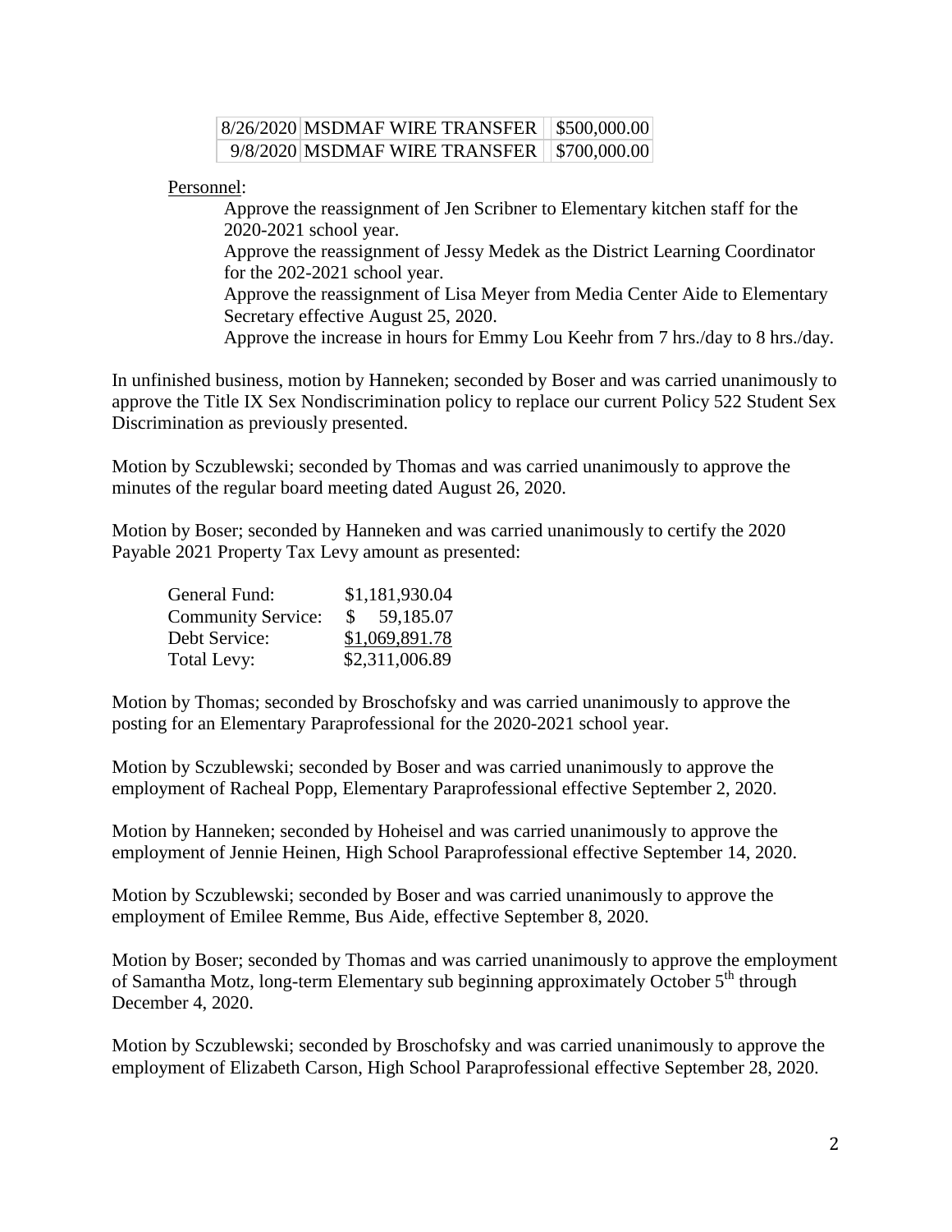| 8/26/2020 | MSDMAF WIRE TRANSFER | $500,000.00 |
|---|---|---|
| 9/8/2020 | MSDMAF WIRE TRANSFER | $700,000.00 |

Personnel:

Approve the reassignment of Jen Scribner to Elementary kitchen staff for the 2020-2021 school year.

Approve the reassignment of Jessy Medek as the District Learning Coordinator for the 202-2021 school year.

Approve the reassignment of Lisa Meyer from Media Center Aide to Elementary Secretary effective August 25, 2020.

Approve the increase in hours for Emmy Lou Keehr from 7 hrs./day to 8 hrs./day.

In unfinished business, motion by Hanneken; seconded by Boser and was carried unanimously to approve the Title IX Sex Nondiscrimination policy to replace our current Policy 522 Student Sex Discrimination as previously presented.

Motion by Sczublewski; seconded by Thomas and was carried unanimously to approve the minutes of the regular board meeting dated August 26, 2020.

Motion by Boser; seconded by Hanneken and was carried unanimously to certify the 2020 Payable 2021 Property Tax Levy amount as presented:

| | |
|---|---|
| General Fund: | $1,181,930.04 |
| Community Service: | $ 59,185.07 |
| Debt Service: | $1,069,891.78 |
| Total Levy: | $2,311,006.89 |

Motion by Thomas; seconded by Broschofsky and was carried unanimously to approve the posting for an Elementary Paraprofessional for the 2020-2021 school year.

Motion by Sczublewski; seconded by Boser and was carried unanimously to approve the employment of Racheal Popp, Elementary Paraprofessional effective September 2, 2020.

Motion by Hanneken; seconded by Hoheisel and was carried unanimously to approve the employment of Jennie Heinen, High School Paraprofessional effective September 14, 2020.

Motion by Sczublewski; seconded by Boser and was carried unanimously to approve the employment of Emilee Remme, Bus Aide, effective September 8, 2020.

Motion by Boser; seconded by Thomas and was carried unanimously to approve the employment of Samantha Motz, long-term Elementary sub beginning approximately October 5th through December 4, 2020.

Motion by Sczublewski; seconded by Broschofsky and was carried unanimously to approve the employment of Elizabeth Carson, High School Paraprofessional effective September 28, 2020.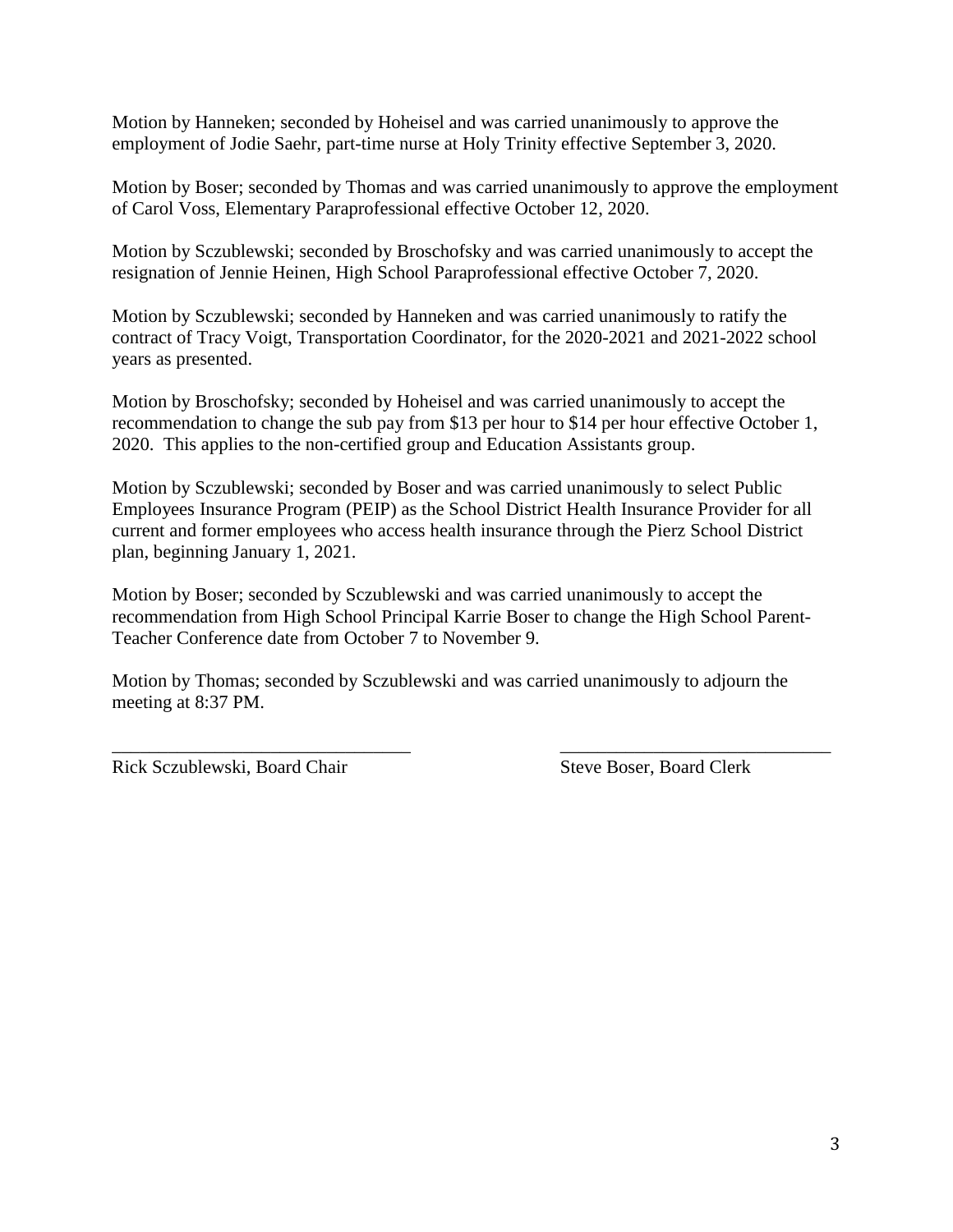Motion by Hanneken; seconded by Hoheisel and was carried unanimously to approve the employment of Jodie Saehr, part-time nurse at Holy Trinity effective September 3, 2020.

Motion by Boser; seconded by Thomas and was carried unanimously to approve the employment of Carol Voss, Elementary Paraprofessional effective October 12, 2020.

Motion by Sczublewski; seconded by Broschofsky and was carried unanimously to accept the resignation of Jennie Heinen, High School Paraprofessional effective October 7, 2020.

Motion by Sczublewski; seconded by Hanneken and was carried unanimously to ratify the contract of Tracy Voigt, Transportation Coordinator, for the 2020-2021 and 2021-2022 school years as presented.

Motion by Broschofsky; seconded by Hoheisel and was carried unanimously to accept the recommendation to change the sub pay from $13 per hour to $14 per hour effective October 1, 2020. This applies to the non-certified group and Education Assistants group.

Motion by Sczublewski; seconded by Boser and was carried unanimously to select Public Employees Insurance Program (PEIP) as the School District Health Insurance Provider for all current and former employees who access health insurance through the Pierz School District plan, beginning January 1, 2021.

Motion by Boser; seconded by Sczublewski and was carried unanimously to accept the recommendation from High School Principal Karrie Boser to change the High School Parent-Teacher Conference date from October 7 to November 9.

Motion by Thomas; seconded by Sczublewski and was carried unanimously to adjourn the meeting at 8:37 PM.

_________________________________          ______________________________

Rick Sczublewski, Board Chair          Steve Boser, Board Clerk